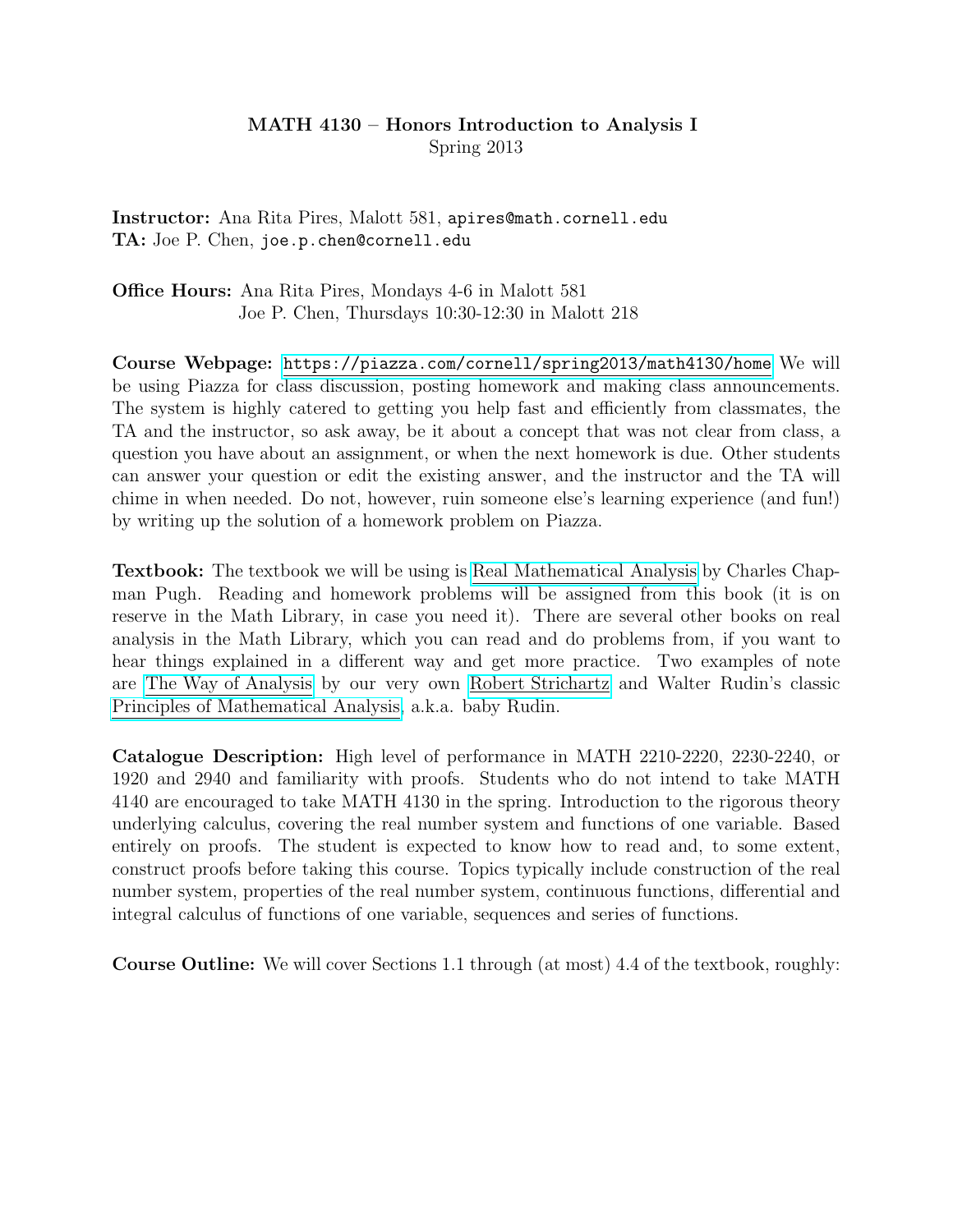# MATH 4130 – Honors Introduction to Analysis I

Spring 2013

**Instructor:** Ana Rita Pires, Malott 581, `apires@math.cornell.edu`
**TA:** Joe P. Chen, `joe.p.chen@cornell.edu`

**Office Hours:** Ana Rita Pires, Mondays 4-6 in Malott 581
Joe P. Chen, Thursdays 10:30-12:30 in Malott 218

**Course Webpage:** https://piazza.com/cornell/spring2013/math4130/home We will be using Piazza for class discussion, posting homework and making class announcements. The system is highly catered to getting you help fast and efficiently from classmates, the TA and the instructor, so ask away, be it about a concept that was not clear from class, a question you have about an assignment, or when the next homework is due. Other students can answer your question or edit the existing answer, and the instructor and the TA will chime in when needed. Do not, however, ruin someone else's learning experience (and fun!) by writing up the solution of a homework problem on Piazza.

**Textbook:** The textbook we will be using is Real Mathematical Analysis by Charles Chapman Pugh. Reading and homework problems will be assigned from this book (it is on reserve in the Math Library, in case you need it). There are several other books on real analysis in the Math Library, which you can read and do problems from, if you want to hear things explained in a different way and get more practice. Two examples of note are The Way of Analysis by our very own Robert Strichartz and Walter Rudin's classic Principles of Mathematical Analysis, a.k.a. baby Rudin.

**Catalogue Description:** High level of performance in MATH 2210-2220, 2230-2240, or 1920 and 2940 and familiarity with proofs. Students who do not intend to take MATH 4140 are encouraged to take MATH 4130 in the spring. Introduction to the rigorous theory underlying calculus, covering the real number system and functions of one variable. Based entirely on proofs. The student is expected to know how to read and, to some extent, construct proofs before taking this course. Topics typically include construction of the real number system, properties of the real number system, continuous functions, differential and integral calculus of functions of one variable, sequences and series of functions.

**Course Outline:** We will cover Sections 1.1 through (at most) 4.4 of the textbook, roughly: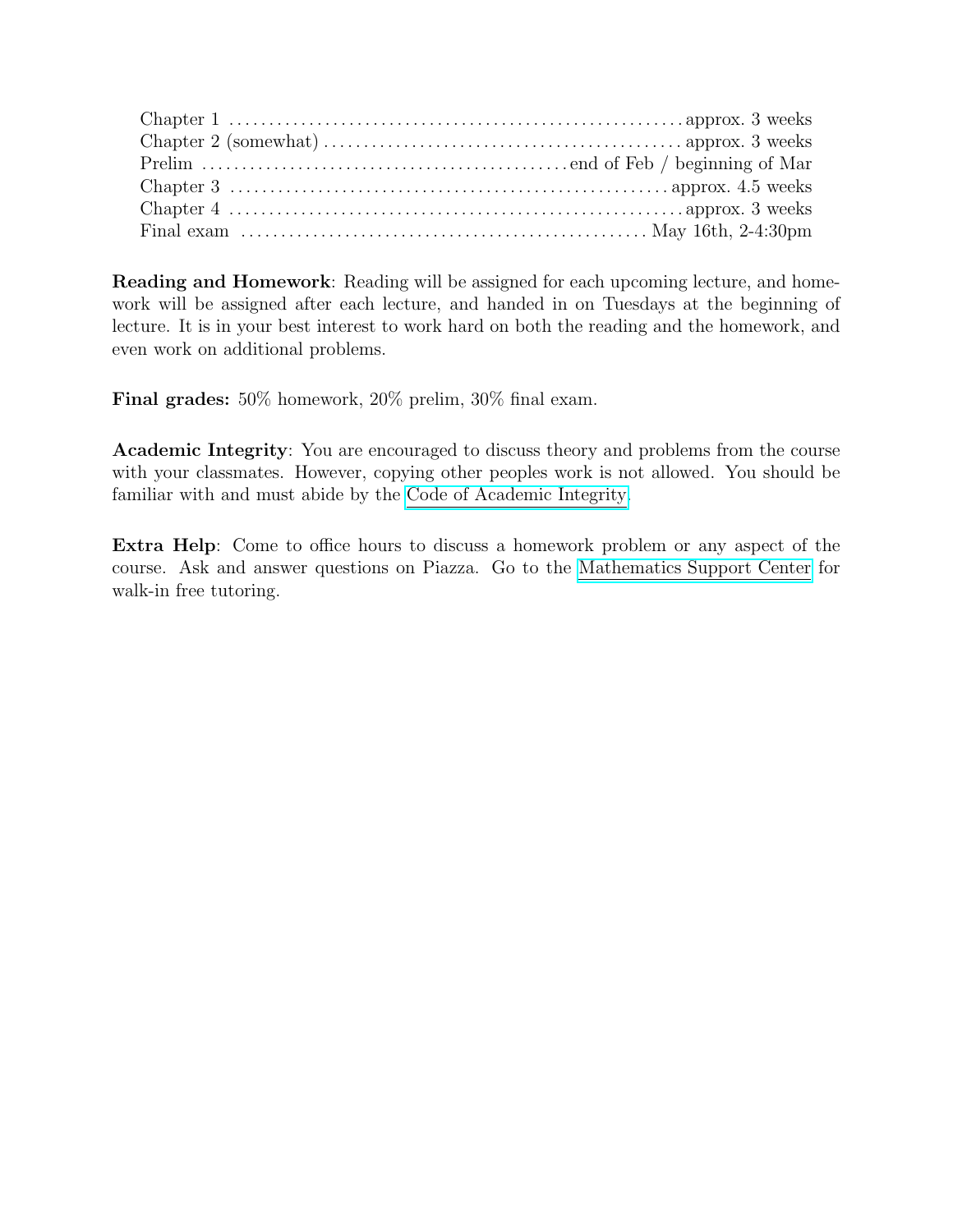Chapter 1 ........................................................ approx. 3 weeks
Chapter 2 (somewhat) ............................................ approx. 3 weeks
Prelim ............................................... end of Feb / beginning of Mar
Chapter 3 ...................................................... approx. 4.5 weeks
Chapter 4 ........................................................ approx. 3 weeks
Final exam ................................................... May 16th, 2-4:30pm

**Reading and Homework**: Reading will be assigned for each upcoming lecture, and homework will be assigned after each lecture, and handed in on Tuesdays at the beginning of lecture. It is in your best interest to work hard on both the reading and the homework, and even work on additional problems.

**Final grades:** 50% homework, 20% prelim, 30% final exam.

**Academic Integrity**: You are encouraged to discuss theory and problems from the course with your classmates. However, copying other peoples work is not allowed. You should be familiar with and must abide by the Code of Academic Integrity.

**Extra Help**: Come to office hours to discuss a homework problem or any aspect of the course. Ask and answer questions on Piazza. Go to the Mathematics Support Center for walk-in free tutoring.